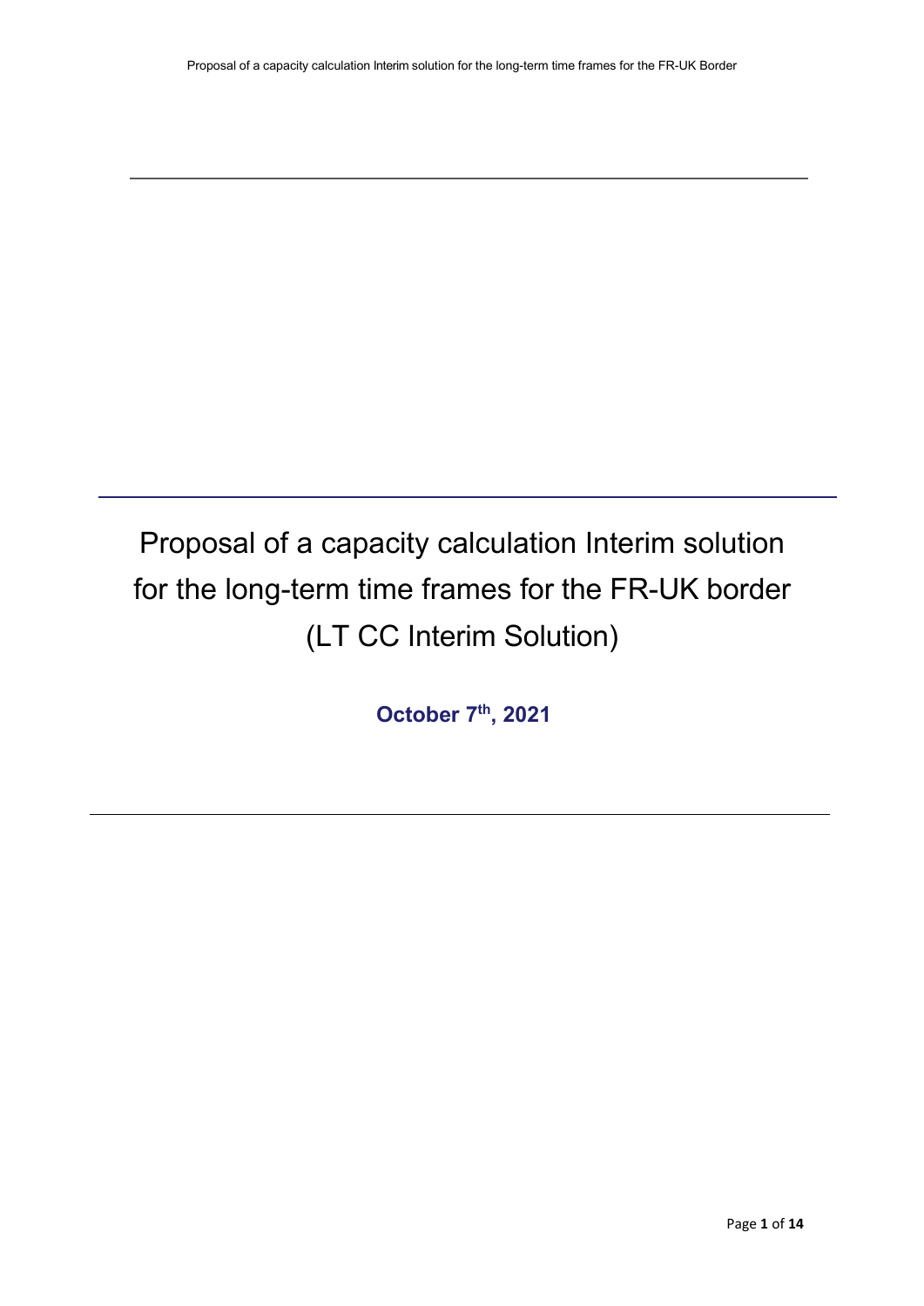# Proposal of a capacity calculation Interim solution for the long-term time frames for the FR-UK border (LT CC Interim Solution)

**October 7th, 2021**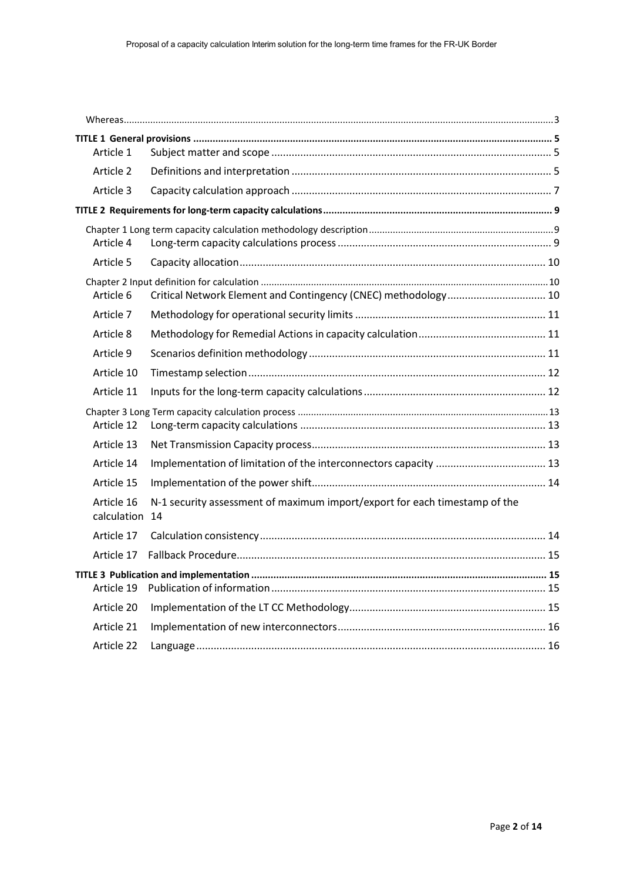Whereas ........ 3

**TITLE 1 General provisions** ........ **5**

Article 1 Subject matter and scope ........ 5

Article 2 Definitions and interpretation ........ 5

Article 3 Capacity calculation approach ........ 7

**TITLE 2 Requirements for long-term capacity calculations** ........ **9**

Chapter 1 Long term capacity calculation methodology description ........ 9

Article 4 Long-term capacity calculations process ........ 9

Article 5 Capacity allocation ........ 10

Chapter 2 Input definition for calculation ........ 10

Article 6 Critical Network Element and Contingency (CNEC) methodology ........ 10

Article 7 Methodology for operational security limits ........ 11

Article 8 Methodology for Remedial Actions in capacity calculation ........ 11

Article 9 Scenarios definition methodology ........ 11

Article 10 Timestamp selection ........ 12

Article 11 Inputs for the long-term capacity calculations ........ 12

Chapter 3 Long Term capacity calculation process ........ 13

Article 12 Long-term capacity calculations ........ 13

Article 13 Net Transmission Capacity process ........ 13

Article 14 Implementation of limitation of the interconnectors capacity ........ 13

Article 15 Implementation of the power shift ........ 14

Article 16 N-1 security assessment of maximum import/export for each timestamp of the calculation 14

Article 17 Calculation consistency ........ 14

Article 17 Fallback Procedure ........ 15

**TITLE 3 Publication and implementation** ........ **15**

Article 19 Publication of information ........ 15

Article 20 Implementation of the LT CC Methodology ........ 15

Article 21 Implementation of new interconnectors ........ 16

Article 22 Language ........ 16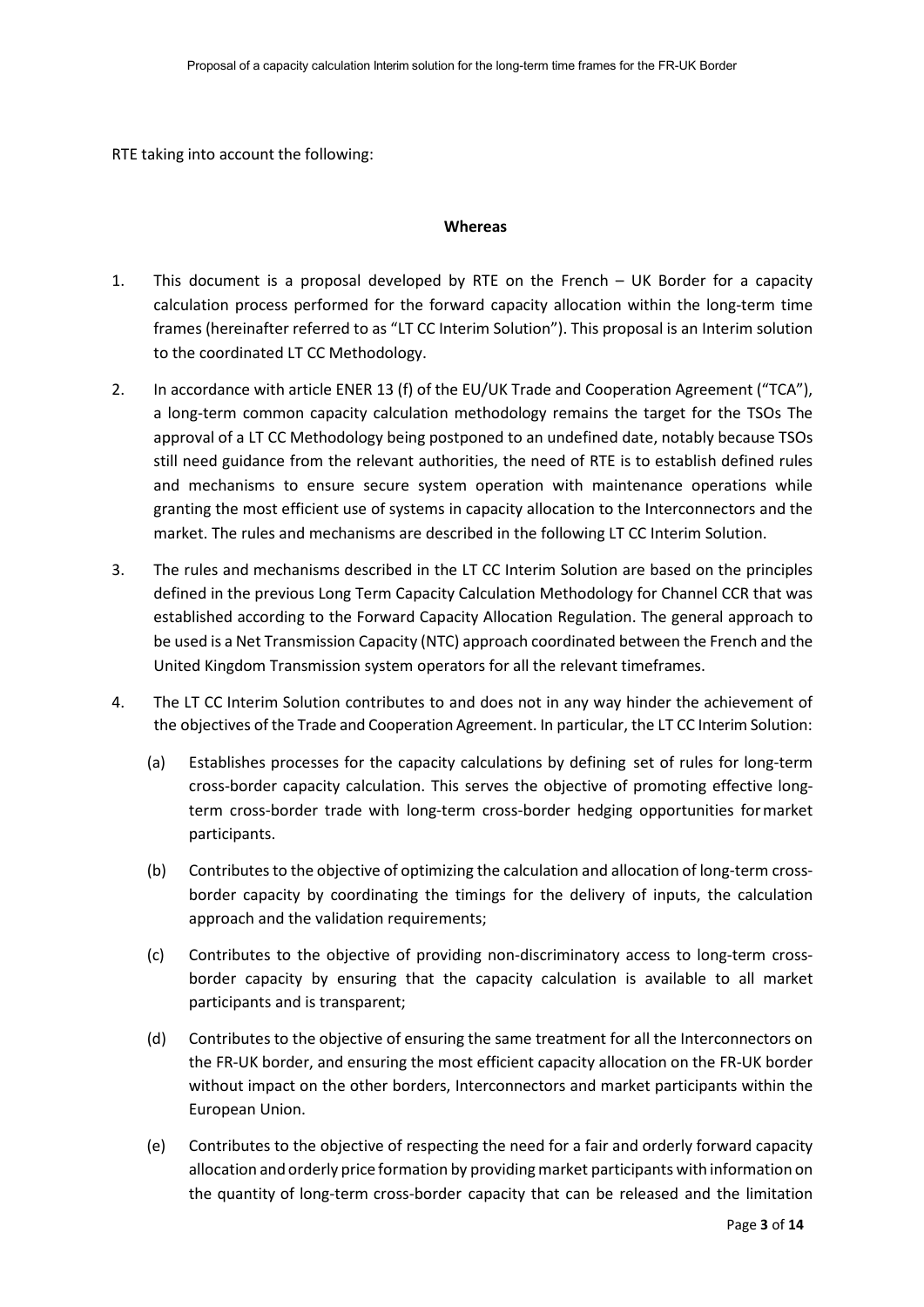RTE taking into account the following:

**Whereas**

1. This document is a proposal developed by RTE on the French – UK Border for a capacity calculation process performed for the forward capacity allocation within the long-term time frames (hereinafter referred to as "LT CC Interim Solution"). This proposal is an Interim solution to the coordinated LT CC Methodology.

2. In accordance with article ENER 13 (f) of the EU/UK Trade and Cooperation Agreement ("TCA"), a long-term common capacity calculation methodology remains the target for the TSOs The approval of a LT CC Methodology being postponed to an undefined date, notably because TSOs still need guidance from the relevant authorities, the need of RTE is to establish defined rules and mechanisms to ensure secure system operation with maintenance operations while granting the most efficient use of systems in capacity allocation to the Interconnectors and the market. The rules and mechanisms are described in the following LT CC Interim Solution.

3. The rules and mechanisms described in the LT CC Interim Solution are based on the principles defined in the previous Long Term Capacity Calculation Methodology for Channel CCR that was established according to the Forward Capacity Allocation Regulation. The general approach to be used is a Net Transmission Capacity (NTC) approach coordinated between the French and the United Kingdom Transmission system operators for all the relevant timeframes.

4. The LT CC Interim Solution contributes to and does not in any way hinder the achievement of the objectives of the Trade and Cooperation Agreement. In particular, the LT CC Interim Solution:

   (a) Establishes processes for the capacity calculations by defining set of rules for long-term cross-border capacity calculation. This serves the objective of promoting effective long-term cross-border trade with long-term cross-border hedging opportunities for market participants.

   (b) Contributes to the objective of optimizing the calculation and allocation of long-term cross-border capacity by coordinating the timings for the delivery of inputs, the calculation approach and the validation requirements;

   (c) Contributes to the objective of providing non-discriminatory access to long-term cross-border capacity by ensuring that the capacity calculation is available to all market participants and is transparent;

   (d) Contributes to the objective of ensuring the same treatment for all the Interconnectors on the FR-UK border, and ensuring the most efficient capacity allocation on the FR-UK border without impact on the other borders, Interconnectors and market participants within the European Union.

   (e) Contributes to the objective of respecting the need for a fair and orderly forward capacity allocation and orderly price formation by providing market participants with information on the quantity of long-term cross-border capacity that can be released and the limitation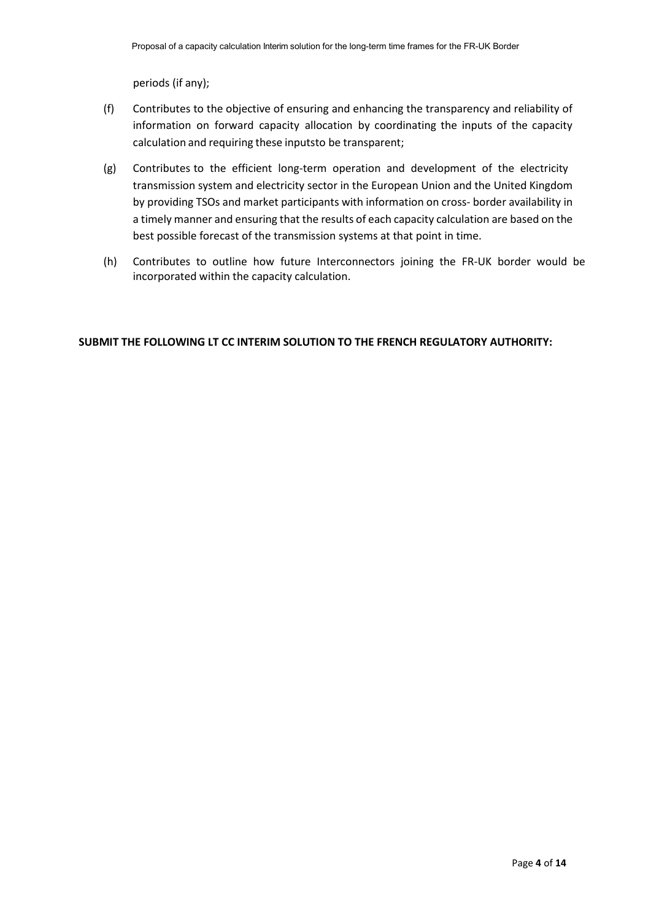periods (if any);

(f) Contributes to the objective of ensuring and enhancing the transparency and reliability of information on forward capacity allocation by coordinating the inputs of the capacity calculation and requiring these inputsto be transparent;

(g) Contributes to the efficient long-term operation and development of the electricity transmission system and electricity sector in the European Union and the United Kingdom by providing TSOs and market participants with information on cross- border availability in a timely manner and ensuring that the results of each capacity calculation are based on the best possible forecast of the transmission systems at that point in time.

(h) Contributes to outline how future Interconnectors joining the FR-UK border would be incorporated within the capacity calculation.

**SUBMIT THE FOLLOWING LT CC INTERIM SOLUTION TO THE FRENCH REGULATORY AUTHORITY:**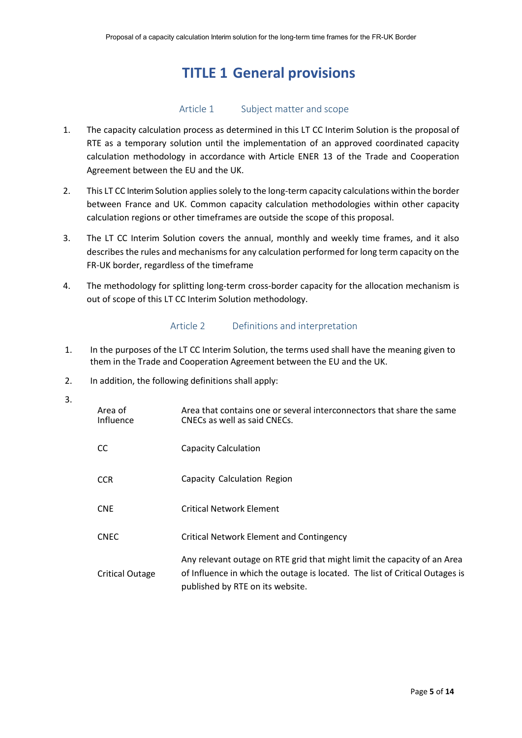# TITLE 1 General provisions

## Article 1 Subject matter and scope

1. The capacity calculation process as determined in this LT CC Interim Solution is the proposal of RTE as a temporary solution until the implementation of an approved coordinated capacity calculation methodology in accordance with Article ENER 13 of the Trade and Cooperation Agreement between the EU and the UK.
2. This LT CC Interim Solution applies solely to the long-term capacity calculations within the border between France and UK. Common capacity calculation methodologies within other capacity calculation regions or other timeframes are outside the scope of this proposal.
3. The LT CC Interim Solution covers the annual, monthly and weekly time frames, and it also describes the rules and mechanisms for any calculation performed for long term capacity on the FR-UK border, regardless of the timeframe
4. The methodology for splitting long-term cross-border capacity for the allocation mechanism is out of scope of this LT CC Interim Solution methodology.

## Article 2 Definitions and interpretation

1. In the purposes of the LT CC Interim Solution, the terms used shall have the meaning given to them in the Trade and Cooperation Agreement between the EU and the UK.
2. In addition, the following definitions shall apply:
3.

| | |
|---|---|
| Area of Influence | Area that contains one or several interconnectors that share the same CNECs as well as said CNECs. |
| CC | Capacity Calculation |
| CCR | Capacity Calculation Region |
| CNE | Critical Network Element |
| CNEC | Critical Network Element and Contingency |
| Critical Outage | Any relevant outage on RTE grid that might limit the capacity of an Area of Influence in which the outage is located. The list of Critical Outages is published by RTE on its website. |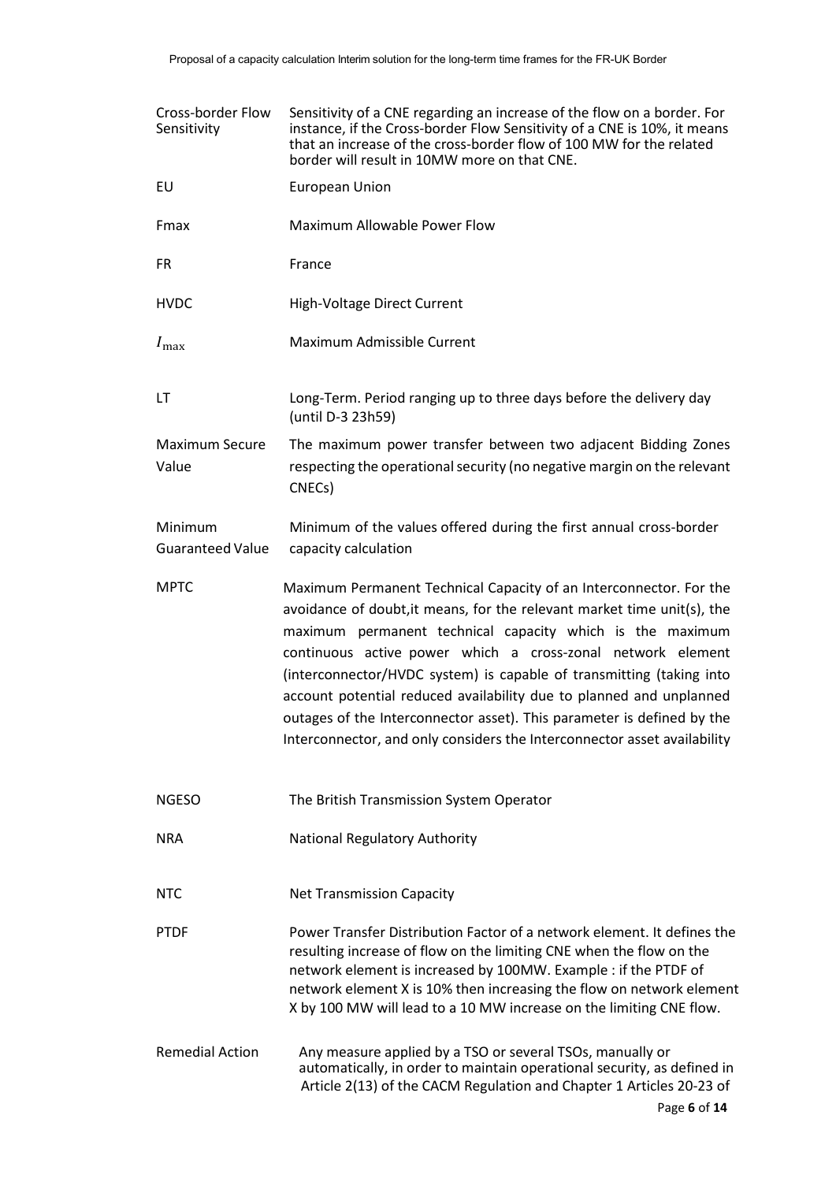| | |
|---|---|
| Cross-border Flow Sensitivity | Sensitivity of a CNE regarding an increase of the flow on a border. For instance, if the Cross-border Flow Sensitivity of a CNE is 10%, it means that an increase of the cross-border flow of 100 MW for the related border will result in 10MW more on that CNE. |
| EU | European Union |
| Fmax | Maximum Allowable Power Flow |
| FR | France |
| HVDC | High-Voltage Direct Current |
| $I_{\max}$ | Maximum Admissible Current |
| LT | Long-Term. Period ranging up to three days before the delivery day (until D-3 23h59) |
| Maximum Secure Value | The maximum power transfer between two adjacent Bidding Zones respecting the operational security (no negative margin on the relevant CNECs) |
| Minimum Guaranteed Value | Minimum of the values offered during the first annual cross-border capacity calculation |
| MPTC | Maximum Permanent Technical Capacity of an Interconnector. For the avoidance of doubt,it means, for the relevant market time unit(s), the maximum permanent technical capacity which is the maximum continuous active power which a cross-zonal network element (interconnector/HVDC system) is capable of transmitting (taking into account potential reduced availability due to planned and unplanned outages of the Interconnector asset). This parameter is defined by the Interconnector, and only considers the Interconnector asset availability |
| NGESO | The British Transmission System Operator |
| NRA | National Regulatory Authority |
| NTC | Net Transmission Capacity |
| PTDF | Power Transfer Distribution Factor of a network element. It defines the resulting increase of flow on the limiting CNE when the flow on the network element is increased by 100MW. Example : if the PTDF of network element X is 10% then increasing the flow on network element X by 100 MW will lead to a 10 MW increase on the limiting CNE flow. |
| Remedial Action | Any measure applied by a TSO or several TSOs, manually or automatically, in order to maintain operational security, as defined in Article 2(13) of the CACM Regulation and Chapter 1 Articles 20-23 of |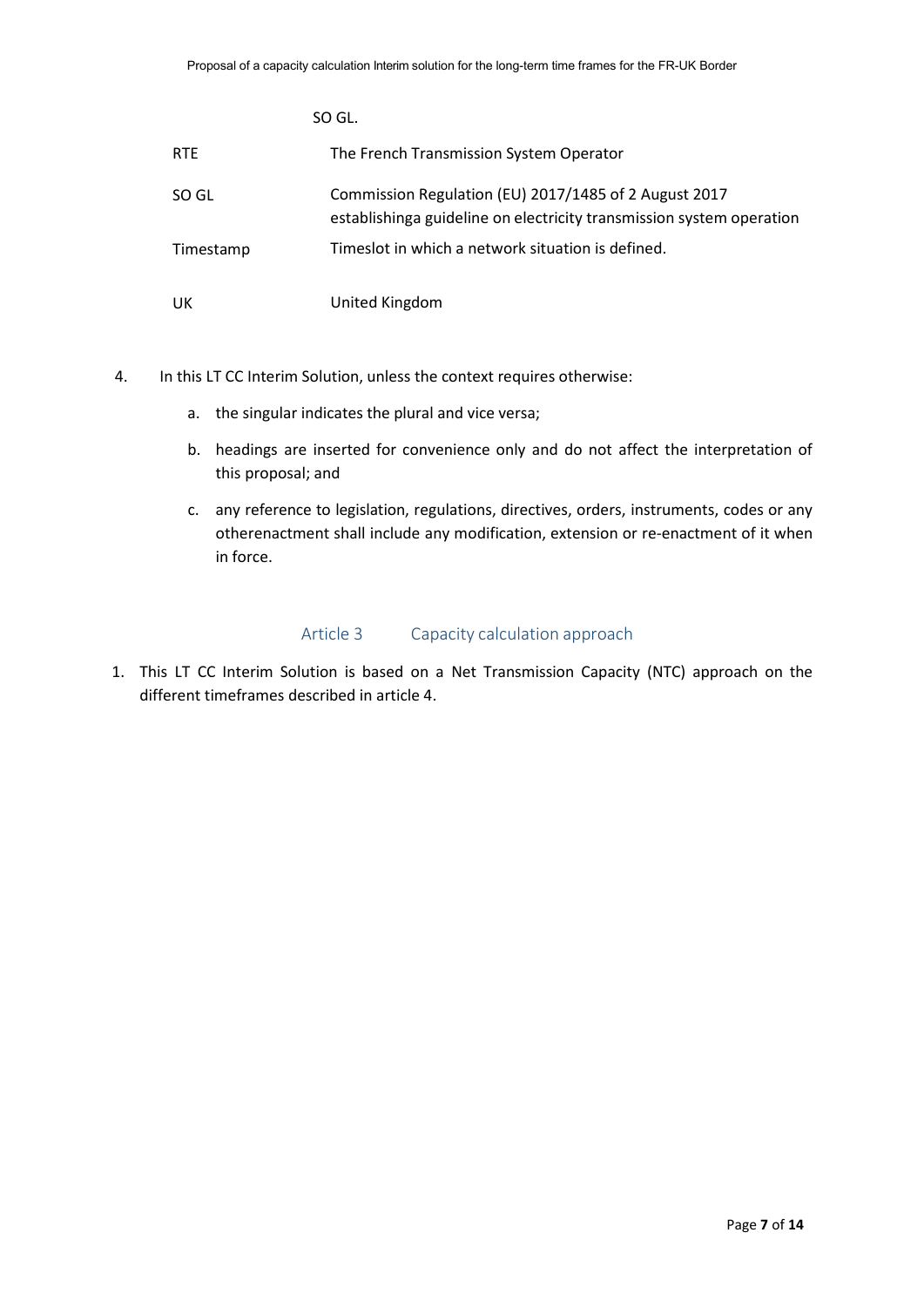SO GL.

| | |
|---|---|
| RTE | The French Transmission System Operator |
| SO GL | Commission Regulation (EU) 2017/1485 of 2 August 2017 establishinga guideline on electricity transmission system operation |
| Timestamp | Timeslot in which a network situation is defined. |
| UK | United Kingdom |

4. In this LT CC Interim Solution, unless the context requires otherwise:

   a. the singular indicates the plural and vice versa;

   b. headings are inserted for convenience only and do not affect the interpretation of this proposal; and

   c. any reference to legislation, regulations, directives, orders, instruments, codes or any otherenactment shall include any modification, extension or re-enactment of it when in force.

## Article 3 Capacity calculation approach

1. This LT CC Interim Solution is based on a Net Transmission Capacity (NTC) approach on the different timeframes described in article 4.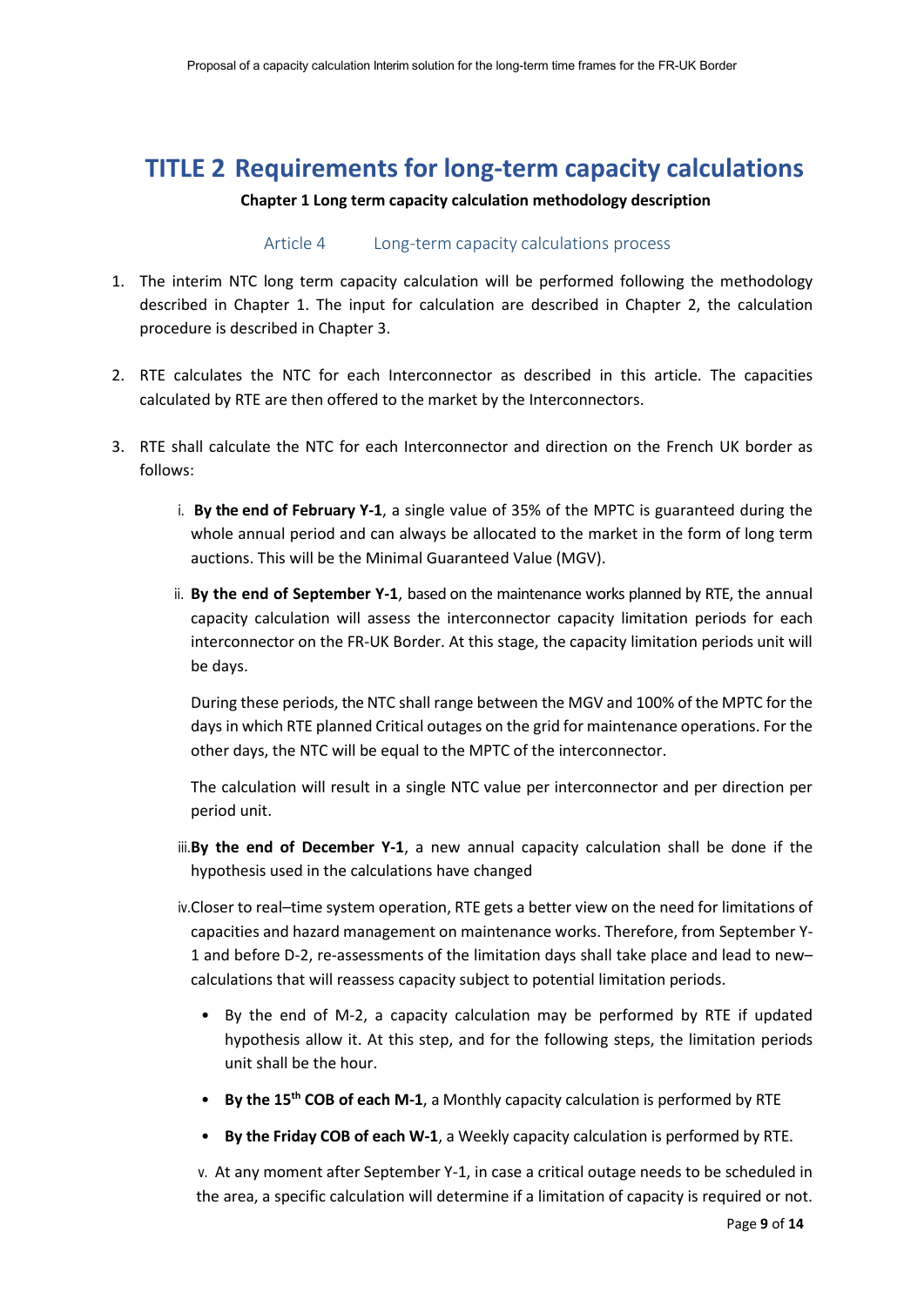# TITLE 2 Requirements for long-term capacity calculations

**Chapter 1 Long term capacity calculation methodology description**

## Article 4 Long-term capacity calculations process

1. The interim NTC long term capacity calculation will be performed following the methodology described in Chapter 1. The input for calculation are described in Chapter 2, the calculation procedure is described in Chapter 3.

2. RTE calculates the NTC for each Interconnector as described in this article. The capacities calculated by RTE are then offered to the market by the Interconnectors.

3. RTE shall calculate the NTC for each Interconnector and direction on the French UK border as follows:

   i. **By the end of February Y-1**, a single value of 35% of the MPTC is guaranteed during the whole annual period and can always be allocated to the market in the form of long term auctions. This will be the Minimal Guaranteed Value (MGV).

   ii. **By the end of September Y-1**, based on the maintenance works planned by RTE, the annual capacity calculation will assess the interconnector capacity limitation periods for each interconnector on the FR-UK Border. At this stage, the capacity limitation periods unit will be days.

      During these periods, the NTC shall range between the MGV and 100% of the MPTC for the days in which RTE planned Critical outages on the grid for maintenance operations. For the other days, the NTC will be equal to the MPTC of the interconnector.

      The calculation will result in a single NTC value per interconnector and per direction per period unit.

   iii. **By the end of December Y-1**, a new annual capacity calculation shall be done if the hypothesis used in the calculations have changed

   iv. Closer to real–time system operation, RTE gets a better view on the need for limitations of capacities and hazard management on maintenance works. Therefore, from September Y-1 and before D-2, re-assessments of the limitation days shall take place and lead to new–calculations that will reassess capacity subject to potential limitation periods.

      - By the end of M-2, a capacity calculation may be performed by RTE if updated hypothesis allow it. At this step, and for the following steps, the limitation periods unit shall be the hour.
      - **By the 15th COB of each M-1**, a Monthly capacity calculation is performed by RTE
      - **By the Friday COB of each W-1**, a Weekly capacity calculation is performed by RTE.

   v. At any moment after September Y-1, in case a critical outage needs to be scheduled in the area, a specific calculation will determine if a limitation of capacity is required or not.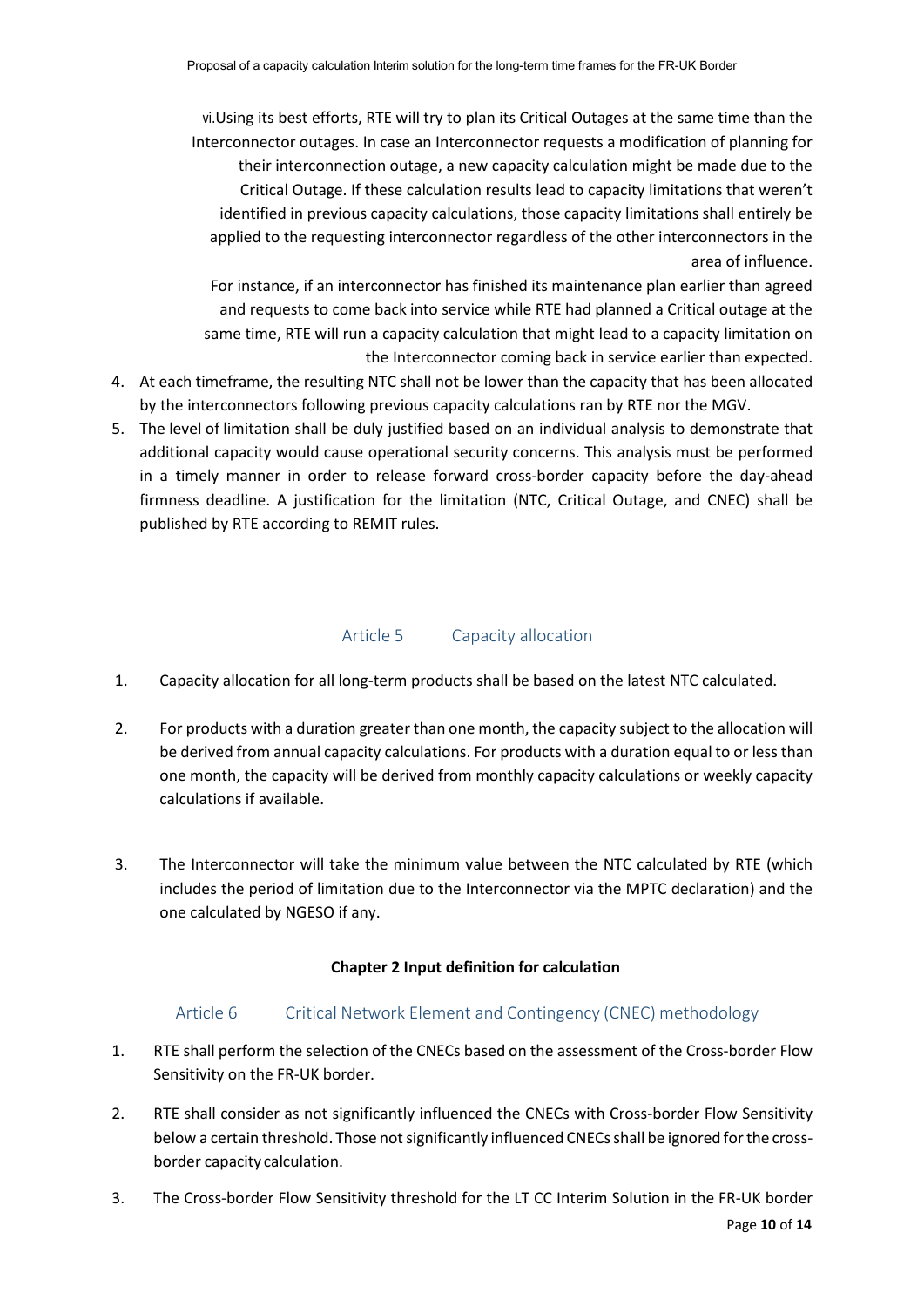vi. Using its best efforts, RTE will try to plan its Critical Outages at the same time than the Interconnector outages. In case an Interconnector requests a modification of planning for their interconnection outage, a new capacity calculation might be made due to the Critical Outage. If these calculation results lead to capacity limitations that weren't identified in previous capacity calculations, those capacity limitations shall entirely be applied to the requesting interconnector regardless of the other interconnectors in the area of influence.

For instance, if an interconnector has finished its maintenance plan earlier than agreed and requests to come back into service while RTE had planned a Critical outage at the same time, RTE will run a capacity calculation that might lead to a capacity limitation on the Interconnector coming back in service earlier than expected.

4. At each timeframe, the resulting NTC shall not be lower than the capacity that has been allocated by the interconnectors following previous capacity calculations ran by RTE nor the MGV.
5. The level of limitation shall be duly justified based on an individual analysis to demonstrate that additional capacity would cause operational security concerns. This analysis must be performed in a timely manner in order to release forward cross-border capacity before the day-ahead firmness deadline. A justification for the limitation (NTC, Critical Outage, and CNEC) shall be published by RTE according to REMIT rules.

## Article 5 Capacity allocation

1. Capacity allocation for all long-term products shall be based on the latest NTC calculated.
2. For products with a duration greater than one month, the capacity subject to the allocation will be derived from annual capacity calculations. For products with a duration equal to or less than one month, the capacity will be derived from monthly capacity calculations or weekly capacity calculations if available.
3. The Interconnector will take the minimum value between the NTC calculated by RTE (which includes the period of limitation due to the Interconnector via the MPTC declaration) and the one calculated by NGESO if any.

# Chapter 2 Input definition for calculation

## Article 6 Critical Network Element and Contingency (CNEC) methodology

1. RTE shall perform the selection of the CNECs based on the assessment of the Cross-border Flow Sensitivity on the FR-UK border.
2. RTE shall consider as not significantly influenced the CNECs with Cross-border Flow Sensitivity below a certain threshold. Those not significantly influenced CNECs shall be ignored for the cross-border capacity calculation.
3. The Cross-border Flow Sensitivity threshold for the LT CC Interim Solution in the FR-UK border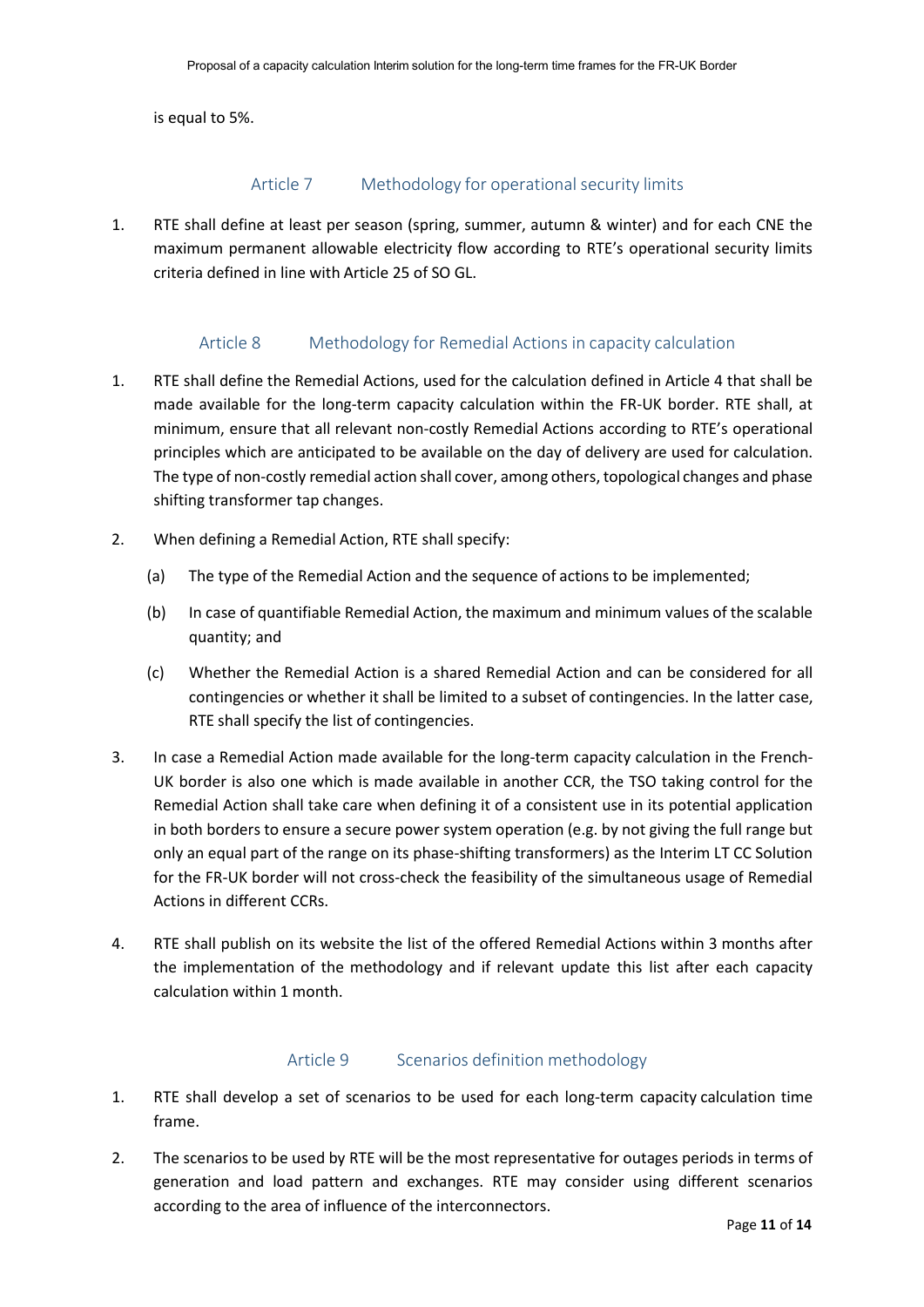is equal to 5%.

## Article 7 Methodology for operational security limits

1. RTE shall define at least per season (spring, summer, autumn & winter) and for each CNE the maximum permanent allowable electricity flow according to RTE's operational security limits criteria defined in line with Article 25 of SO GL.

## Article 8 Methodology for Remedial Actions in capacity calculation

1. RTE shall define the Remedial Actions, used for the calculation defined in Article 4 that shall be made available for the long-term capacity calculation within the FR-UK border. RTE shall, at minimum, ensure that all relevant non-costly Remedial Actions according to RTE's operational principles which are anticipated to be available on the day of delivery are used for calculation. The type of non-costly remedial action shall cover, among others, topological changes and phase shifting transformer tap changes.
2. When defining a Remedial Action, RTE shall specify:
   (a) The type of the Remedial Action and the sequence of actions to be implemented;
   (b) In case of quantifiable Remedial Action, the maximum and minimum values of the scalable quantity; and
   (c) Whether the Remedial Action is a shared Remedial Action and can be considered for all contingencies or whether it shall be limited to a subset of contingencies. In the latter case, RTE shall specify the list of contingencies.
3. In case a Remedial Action made available for the long-term capacity calculation in the French-UK border is also one which is made available in another CCR, the TSO taking control for the Remedial Action shall take care when defining it of a consistent use in its potential application in both borders to ensure a secure power system operation (e.g. by not giving the full range but only an equal part of the range on its phase-shifting transformers) as the Interim LT CC Solution for the FR-UK border will not cross-check the feasibility of the simultaneous usage of Remedial Actions in different CCRs.
4. RTE shall publish on its website the list of the offered Remedial Actions within 3 months after the implementation of the methodology and if relevant update this list after each capacity calculation within 1 month.

## Article 9 Scenarios definition methodology

1. RTE shall develop a set of scenarios to be used for each long-term capacity calculation time frame.
2. The scenarios to be used by RTE will be the most representative for outages periods in terms of generation and load pattern and exchanges. RTE may consider using different scenarios according to the area of influence of the interconnectors.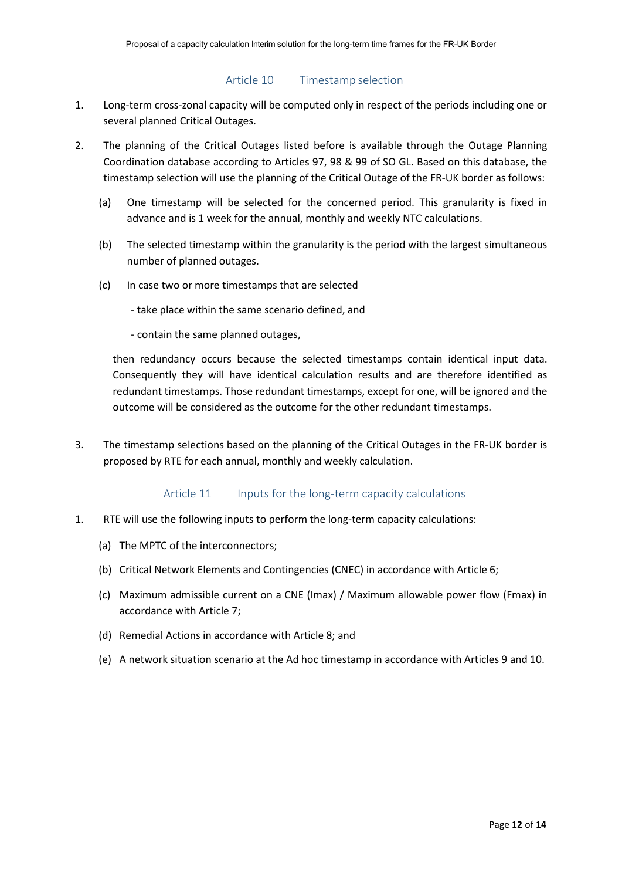## Article 10 Timestamp selection

1. Long-term cross-zonal capacity will be computed only in respect of the periods including one or several planned Critical Outages.

2. The planning of the Critical Outages listed before is available through the Outage Planning Coordination database according to Articles 97, 98 & 99 of SO GL. Based on this database, the timestamp selection will use the planning of the Critical Outage of the FR-UK border as follows:

   (a) One timestamp will be selected for the concerned period. This granularity is fixed in advance and is 1 week for the annual, monthly and weekly NTC calculations.

   (b) The selected timestamp within the granularity is the period with the largest simultaneous number of planned outages.

   (c) In case two or more timestamps that are selected

   - take place within the same scenario defined, and

   - contain the same planned outages,

   then redundancy occurs because the selected timestamps contain identical input data. Consequently they will have identical calculation results and are therefore identified as redundant timestamps. Those redundant timestamps, except for one, will be ignored and the outcome will be considered as the outcome for the other redundant timestamps.

3. The timestamp selections based on the planning of the Critical Outages in the FR-UK border is proposed by RTE for each annual, monthly and weekly calculation.

## Article 11 Inputs for the long-term capacity calculations

1. RTE will use the following inputs to perform the long-term capacity calculations:

   (a) The MPTC of the interconnectors;

   (b) Critical Network Elements and Contingencies (CNEC) in accordance with Article 6;

   (c) Maximum admissible current on a CNE (Imax) / Maximum allowable power flow (Fmax) in accordance with Article 7;

   (d) Remedial Actions in accordance with Article 8; and

   (e) A network situation scenario at the Ad hoc timestamp in accordance with Articles 9 and 10.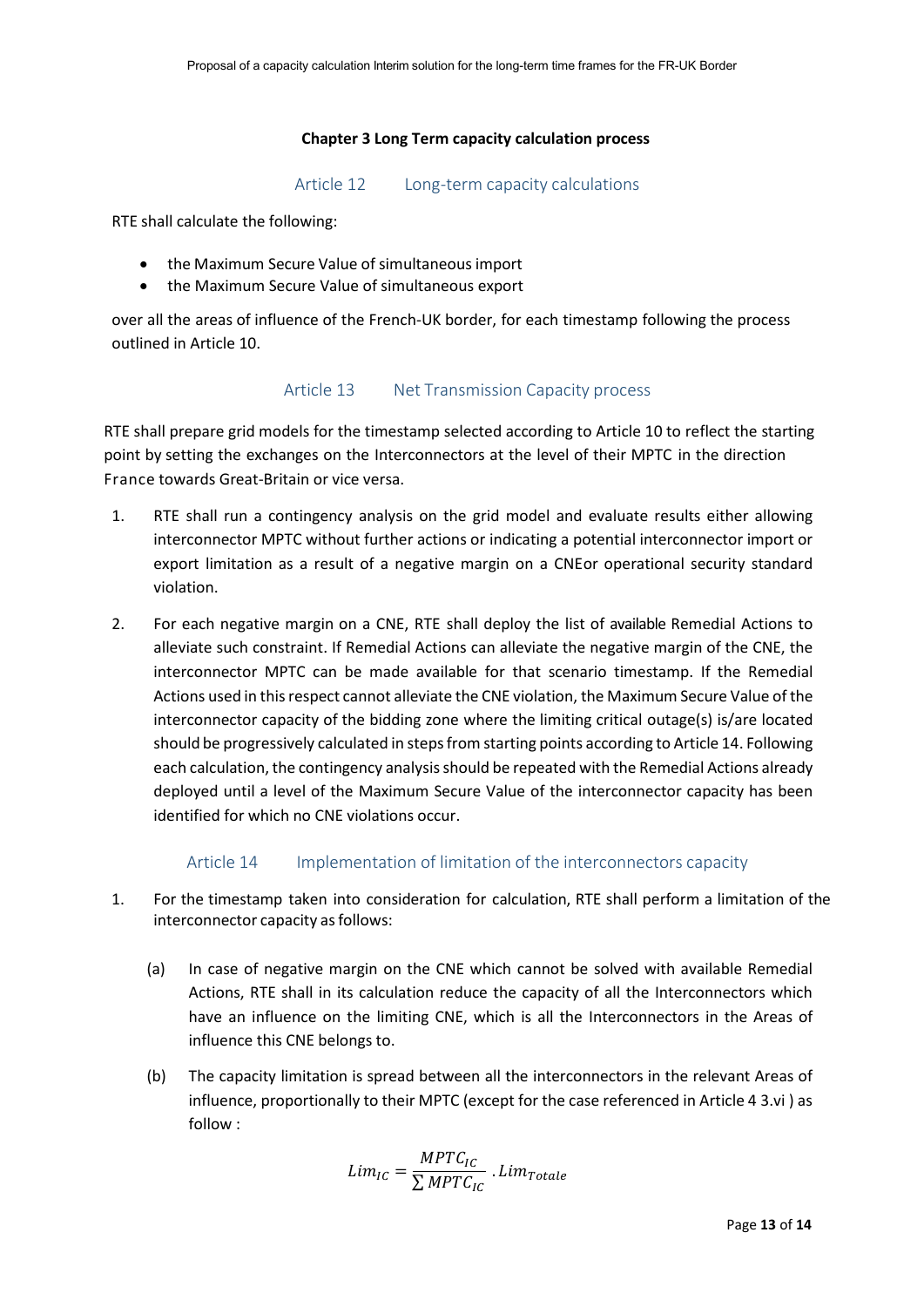## Chapter 3 Long Term capacity calculation process

### Article 12 Long-term capacity calculations

RTE shall calculate the following:

- the Maximum Secure Value of simultaneous import
- the Maximum Secure Value of simultaneous export

over all the areas of influence of the French-UK border, for each timestamp following the process outlined in Article 10.

### Article 13 Net Transmission Capacity process

RTE shall prepare grid models for the timestamp selected according to Article 10 to reflect the starting point by setting the exchanges on the Interconnectors at the level of their MPTC in the direction France towards Great-Britain or vice versa.

1. RTE shall run a contingency analysis on the grid model and evaluate results either allowing interconnector MPTC without further actions or indicating a potential interconnector import or export limitation as a result of a negative margin on a CNEor operational security standard violation.

2. For each negative margin on a CNE, RTE shall deploy the list of available Remedial Actions to alleviate such constraint. If Remedial Actions can alleviate the negative margin of the CNE, the interconnector MPTC can be made available for that scenario timestamp. If the Remedial Actions used in this respect cannot alleviate the CNE violation, the Maximum Secure Value of the interconnector capacity of the bidding zone where the limiting critical outage(s) is/are located should be progressively calculated in steps from starting points according to Article 14. Following each calculation, the contingency analysis should be repeated with the Remedial Actions already deployed until a level of the Maximum Secure Value of the interconnector capacity has been identified for which no CNE violations occur.

### Article 14 Implementation of limitation of the interconnectors capacity

1. For the timestamp taken into consideration for calculation, RTE shall perform a limitation of the interconnector capacity as follows:

   (a) In case of negative margin on the CNE which cannot be solved with available Remedial Actions, RTE shall in its calculation reduce the capacity of all the Interconnectors which have an influence on the limiting CNE, which is all the Interconnectors in the Areas of influence this CNE belongs to.

   (b) The capacity limitation is spread between all the interconnectors in the relevant Areas of influence, proportionally to their MPTC (except for the case referenced in Article 4 3.vi ) as follow :

$$Lim_{IC} = \frac{MPTC_{IC}}{\sum MPTC_{IC}} \cdot Lim_{Totale}$$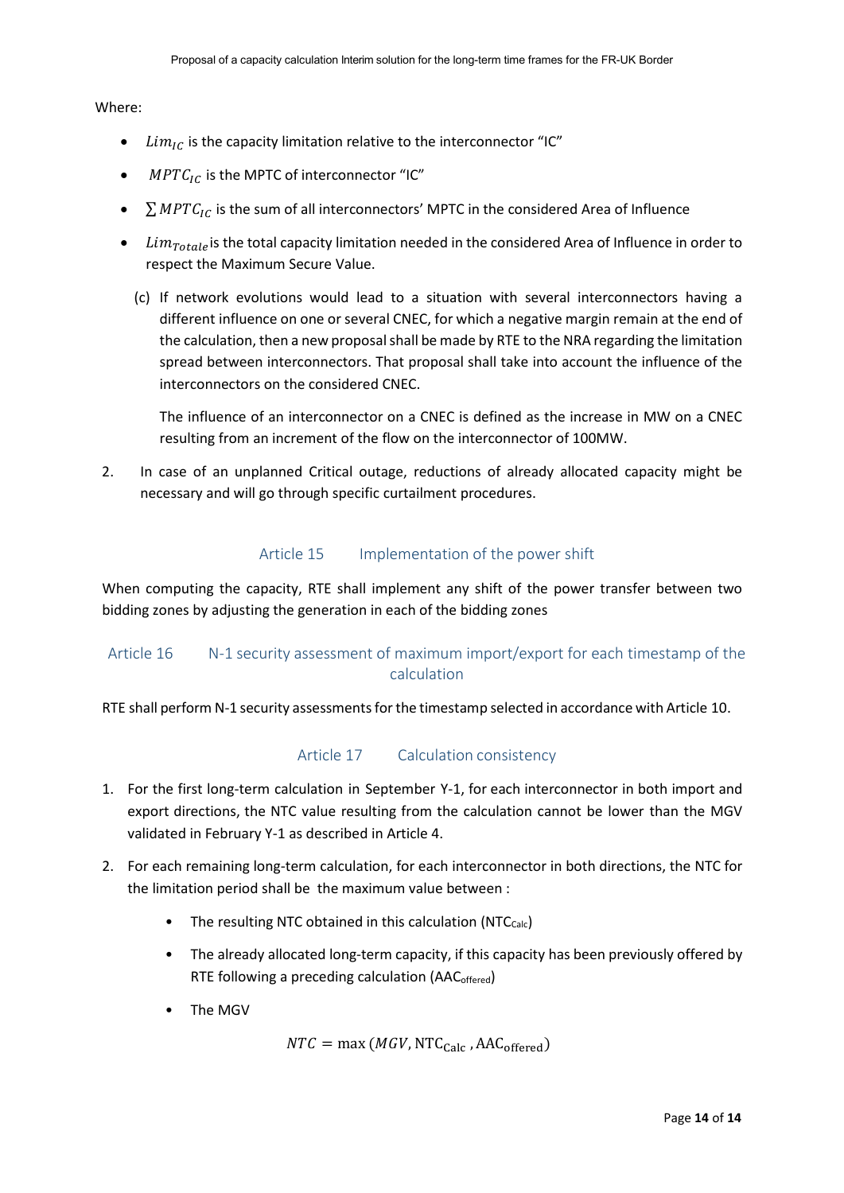Where:

- $Lim_{IC}$ is the capacity limitation relative to the interconnector “IC”
- $MPTC_{IC}$ is the MPTC of interconnector “IC”
- $\sum MPTC_{IC}$ is the sum of all interconnectors’ MPTC in the considered Area of Influence
- $Lim_{Totale}$ is the total capacity limitation needed in the considered Area of Influence in order to respect the Maximum Secure Value.

(c) If network evolutions would lead to a situation with several interconnectors having a different influence on one or several CNEC, for which a negative margin remain at the end of the calculation, then a new proposal shall be made by RTE to the NRA regarding the limitation spread between interconnectors. That proposal shall take into account the influence of the interconnectors on the considered CNEC.

The influence of an interconnector on a CNEC is defined as the increase in MW on a CNEC resulting from an increment of the flow on the interconnector of 100MW.

2. In case of an unplanned Critical outage, reductions of already allocated capacity might be necessary and will go through specific curtailment procedures.

## Article 15 Implementation of the power shift

When computing the capacity, RTE shall implement any shift of the power transfer between two bidding zones by adjusting the generation in each of the bidding zones

## Article 16 N-1 security assessment of maximum import/export for each timestamp of the calculation

RTE shall perform N-1 security assessments for the timestamp selected in accordance with Article 10.

## Article 17 Calculation consistency

1. For the first long-term calculation in September Y-1, for each interconnector in both import and export directions, the NTC value resulting from the calculation cannot be lower than the MGV validated in February Y-1 as described in Article 4.
2. For each remaining long-term calculation, for each interconnector in both directions, the NTC for the limitation period shall be the maximum value between :
   - The resulting NTC obtained in this calculation ($NTC_{Calc}$)
   - The already allocated long-term capacity, if this capacity has been previously offered by RTE following a preceding calculation ($AAC_{offered}$)
   - The MGV

$$NTC = \max(MGV, \mathrm{NTC}_{\mathrm{Calc}}, \mathrm{AAC}_{\mathrm{offered}})$$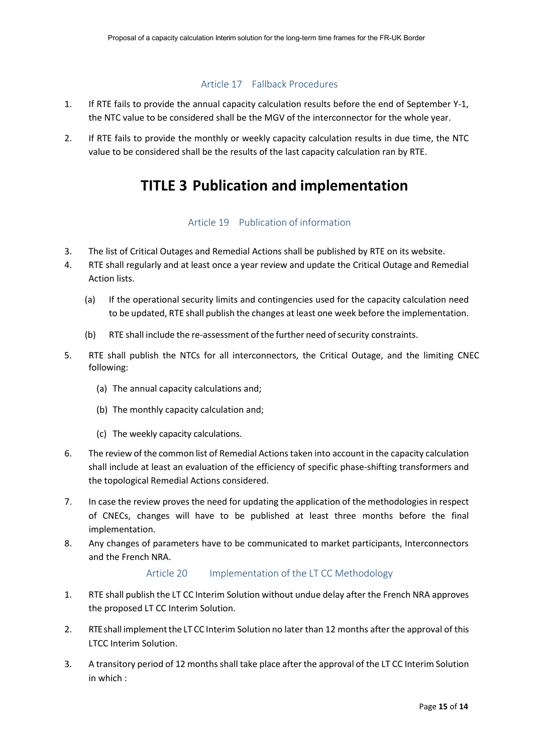### Article 17 Fallback Procedures

1. If RTE fails to provide the annual capacity calculation results before the end of September Y-1, the NTC value to be considered shall be the MGV of the interconnector for the whole year.
2. If RTE fails to provide the monthly or weekly capacity calculation results in due time, the NTC value to be considered shall be the results of the last capacity calculation ran by RTE.

# TITLE 3 Publication and implementation

### Article 19 Publication of information

3. The list of Critical Outages and Remedial Actions shall be published by RTE on its website.
4. RTE shall regularly and at least once a year review and update the Critical Outage and Remedial Action lists.
   (a) If the operational security limits and contingencies used for the capacity calculation need to be updated, RTE shall publish the changes at least one week before the implementation.
   (b) RTE shall include the re-assessment of the further need of security constraints.
5. RTE shall publish the NTCs for all interconnectors, the Critical Outage, and the limiting CNEC following:
   (a) The annual capacity calculations and;
   (b) The monthly capacity calculation and;
   (c) The weekly capacity calculations.
6. The review of the common list of Remedial Actions taken into account in the capacity calculation shall include at least an evaluation of the efficiency of specific phase-shifting transformers and the topological Remedial Actions considered.
7. In case the review proves the need for updating the application of the methodologies in respect of CNECs, changes will have to be published at least three months before the final implementation.
8. Any changes of parameters have to be communicated to market participants, Interconnectors and the French NRA.

### Article 20 Implementation of the LT CC Methodology

1. RTE shall publish the LT CC Interim Solution without undue delay after the French NRA approves the proposed LT CC Interim Solution.
2. RTE shall implement the LT CC Interim Solution no later than 12 months after the approval of this LTCC Interim Solution.
3. A transitory period of 12 months shall take place after the approval of the LT CC Interim Solution in which :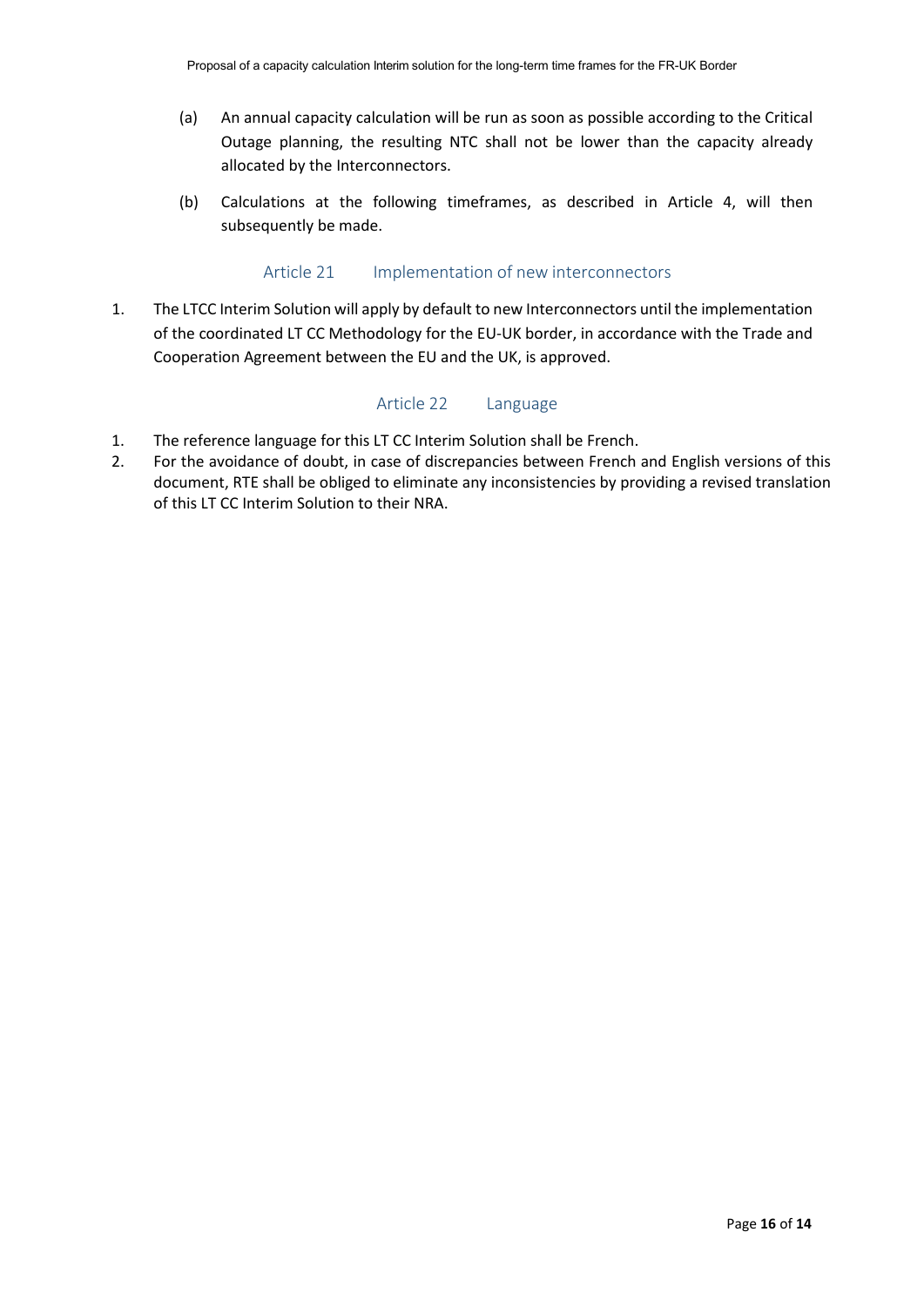(a) An annual capacity calculation will be run as soon as possible according to the Critical Outage planning, the resulting NTC shall not be lower than the capacity already allocated by the Interconnectors.

(b) Calculations at the following timeframes, as described in Article 4, will then subsequently be made.

### Article 21 Implementation of new interconnectors

1. The LTCC Interim Solution will apply by default to new Interconnectors until the implementation of the coordinated LT CC Methodology for the EU-UK border, in accordance with the Trade and Cooperation Agreement between the EU and the UK, is approved.

### Article 22 Language

1. The reference language for this LT CC Interim Solution shall be French.
2. For the avoidance of doubt, in case of discrepancies between French and English versions of this document, RTE shall be obliged to eliminate any inconsistencies by providing a revised translation of this LT CC Interim Solution to their NRA.